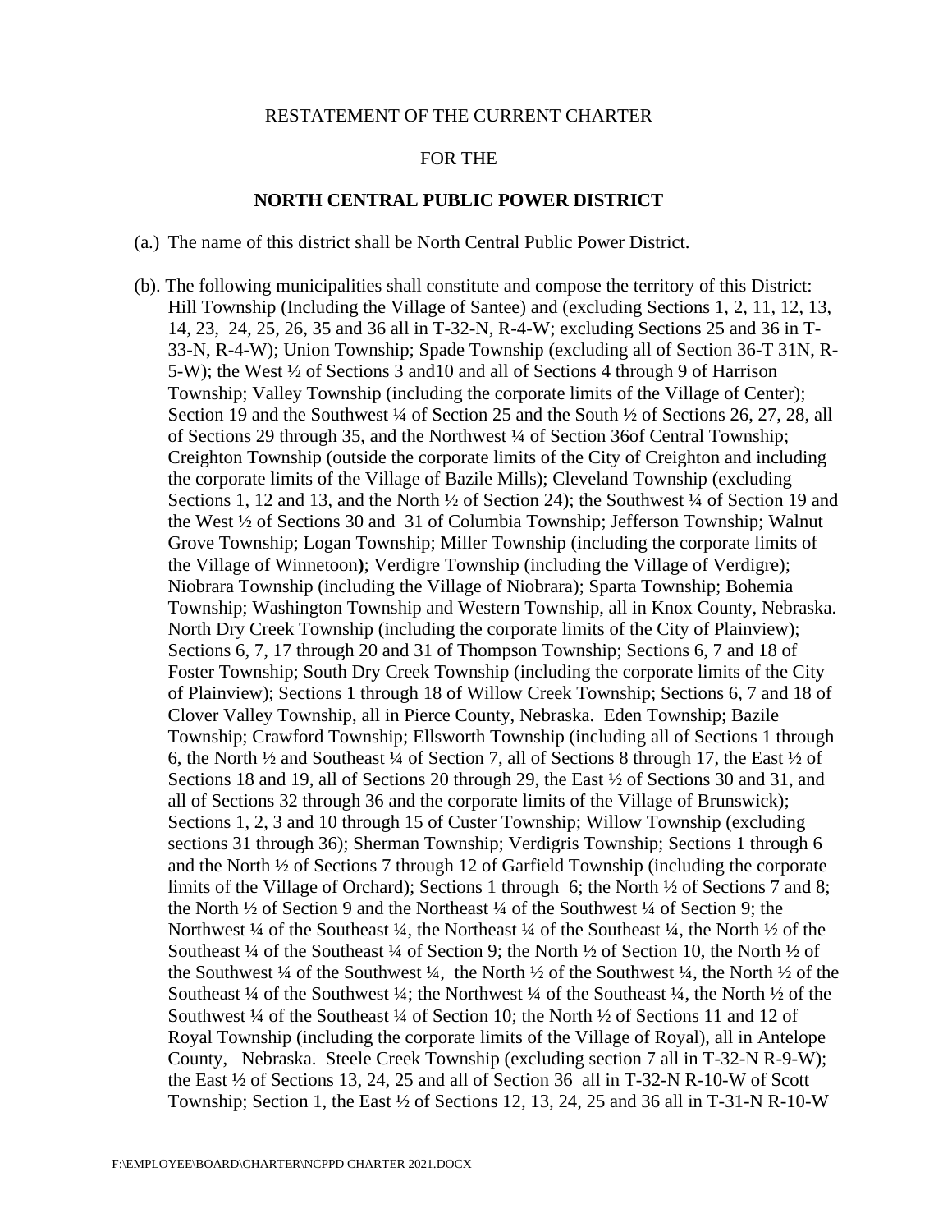RESTATEMENT OF THE CURRENT CHARTER

FOR THE

**NORTH CENTRAL PUBLIC POWER DISTRICT**

(a.) The name of this district shall be North Central Public Power District.

(b). The following municipalities shall constitute and compose the territory of this District: Hill Township (Including the Village of Santee) and (excluding Sections 1, 2, 11, 12, 13, 14, 23, 24, 25, 26, 35 and 36 all in T-32-N, R-4-W; excluding Sections 25 and 36 in T-33-N, R-4-W); Union Township; Spade Township (excluding all of Section 36-T 31N, R-5-W); the West ½ of Sections 3 and10 and all of Sections 4 through 9 of Harrison Township; Valley Township (including the corporate limits of the Village of Center); Section 19 and the Southwest ¼ of Section 25 and the South ½ of Sections 26, 27, 28, all of Sections 29 through 35, and the Northwest ¼ of Section 36of Central Township; Creighton Township (outside the corporate limits of the City of Creighton and including the corporate limits of the Village of Bazile Mills); Cleveland Township (excluding Sections 1, 12 and 13, and the North ½ of Section 24); the Southwest ¼ of Section 19 and the West ½ of Sections 30 and 31 of Columbia Township; Jefferson Township; Walnut Grove Township; Logan Township; Miller Township (including the corporate limits of the Village of Winnetoon**)**; Verdigre Township (including the Village of Verdigre); Niobrara Township (including the Village of Niobrara); Sparta Township; Bohemia Township; Washington Township and Western Township, all in Knox County, Nebraska. North Dry Creek Township (including the corporate limits of the City of Plainview); Sections 6, 7, 17 through 20 and 31 of Thompson Township; Sections 6, 7 and 18 of Foster Township; South Dry Creek Township (including the corporate limits of the City of Plainview); Sections 1 through 18 of Willow Creek Township; Sections 6, 7 and 18 of Clover Valley Township, all in Pierce County, Nebraska. Eden Township; Bazile Township; Crawford Township; Ellsworth Township (including all of Sections 1 through 6, the North ½ and Southeast ¼ of Section 7, all of Sections 8 through 17, the East ½ of Sections 18 and 19, all of Sections 20 through 29, the East ½ of Sections 30 and 31, and all of Sections 32 through 36 and the corporate limits of the Village of Brunswick); Sections 1, 2, 3 and 10 through 15 of Custer Township; Willow Township (excluding sections 31 through 36); Sherman Township; Verdigris Township; Sections 1 through 6 and the North ½ of Sections 7 through 12 of Garfield Township (including the corporate limits of the Village of Orchard); Sections 1 through 6; the North ½ of Sections 7 and 8; the North ½ of Section 9 and the Northeast ¼ of the Southwest ¼ of Section 9; the Northwest ¼ of the Southeast ¼, the Northeast ¼ of the Southeast ¼, the North ½ of the Southeast ¼ of the Southeast ¼ of Section 9; the North ½ of Section 10, the North ½ of the Southwest ¼ of the Southwest ¼, the North ½ of the Southwest ¼, the North ½ of the Southeast ¼ of the Southwest ¼; the Northwest ¼ of the Southeast ¼, the North ½ of the Southwest ¼ of the Southeast ¼ of Section 10; the North ½ of Sections 11 and 12 of Royal Township (including the corporate limits of the Village of Royal), all in Antelope County, Nebraska. Steele Creek Township (excluding section 7 all in T-32-N R-9-W); the East ½ of Sections 13, 24, 25 and all of Section 36 all in T-32-N R-10-W of Scott Township; Section 1, the East ½ of Sections 12, 13, 24, 25 and 36 all in T-31-N R-10-W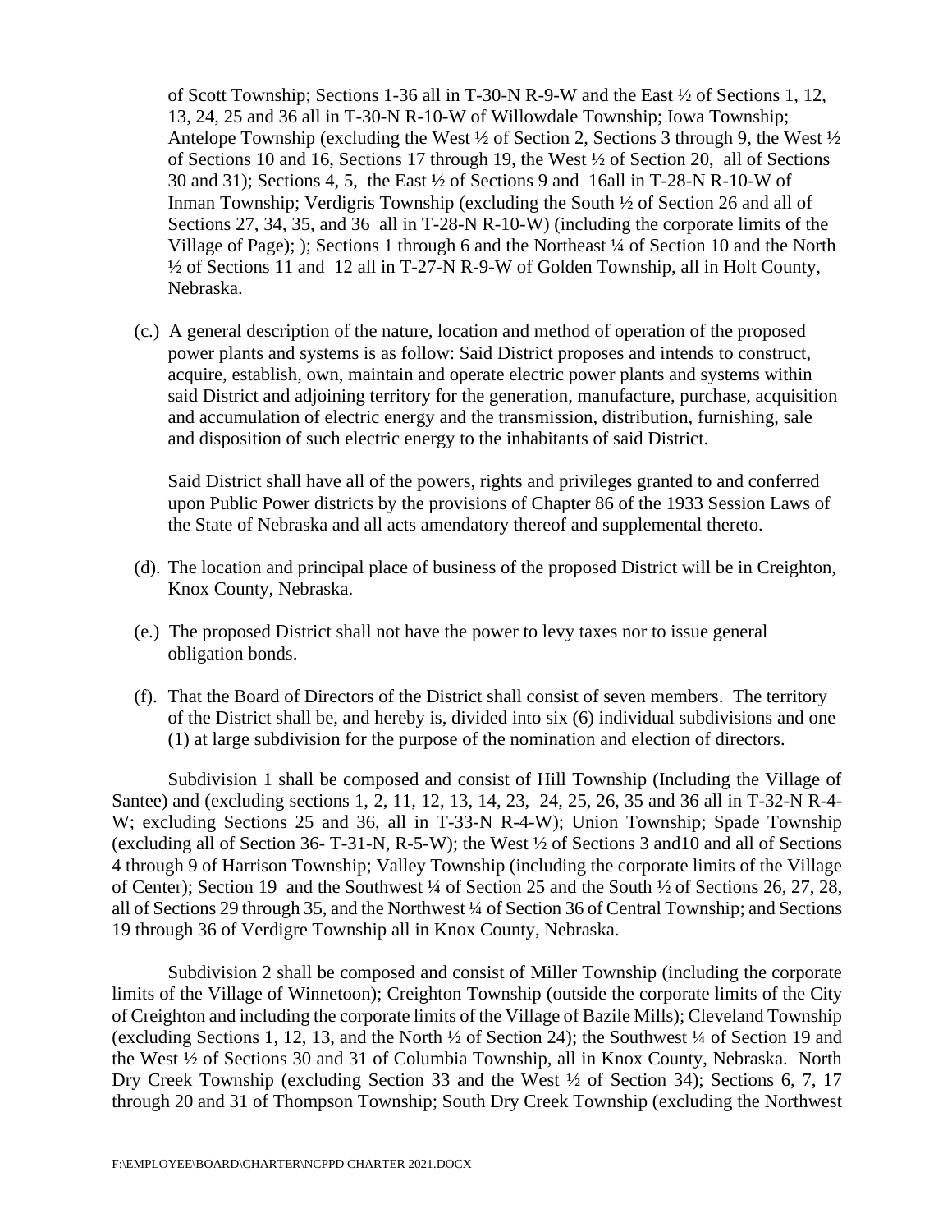of Scott Township; Sections 1-36 all in T-30-N R-9-W and the East ½ of Sections 1, 12, 13, 24, 25 and 36 all in T-30-N R-10-W of Willowdale Township; Iowa Township; Antelope Township (excluding the West ½ of Section 2, Sections 3 through 9, the West ½ of Sections 10 and 16, Sections 17 through 19, the West ½ of Section 20, all of Sections 30 and 31); Sections 4, 5, the East ½ of Sections 9 and 16all in T-28-N R-10-W of Inman Township; Verdigris Township (excluding the South ½ of Section 26 and all of Sections 27, 34, 35, and 36 all in T-28-N R-10-W) (including the corporate limits of the Village of Page); ); Sections 1 through 6 and the Northeast ¼ of Section 10 and the North ½ of Sections 11 and 12 all in T-27-N R-9-W of Golden Township, all in Holt County, Nebraska.

(c.) A general description of the nature, location and method of operation of the proposed power plants and systems is as follow: Said District proposes and intends to construct, acquire, establish, own, maintain and operate electric power plants and systems within said District and adjoining territory for the generation, manufacture, purchase, acquisition and accumulation of electric energy and the transmission, distribution, furnishing, sale and disposition of such electric energy to the inhabitants of said District.

Said District shall have all of the powers, rights and privileges granted to and conferred upon Public Power districts by the provisions of Chapter 86 of the 1933 Session Laws of the State of Nebraska and all acts amendatory thereof and supplemental thereto.

(d). The location and principal place of business of the proposed District will be in Creighton, Knox County, Nebraska.

(e.) The proposed District shall not have the power to levy taxes nor to issue general obligation bonds.

(f). That the Board of Directors of the District shall consist of seven members. The territory of the District shall be, and hereby is, divided into six (6) individual subdivisions and one (1) at large subdivision for the purpose of the nomination and election of directors.

<u>Subdivision 1</u> shall be composed and consist of Hill Township (Including the Village of Santee) and (excluding sections 1, 2, 11, 12, 13, 14, 23, 24, 25, 26, 35 and 36 all in T-32-N R-4-W; excluding Sections 25 and 36, all in T-33-N R-4-W); Union Township; Spade Township (excluding all of Section 36- T-31-N, R-5-W); the West ½ of Sections 3 and10 and all of Sections 4 through 9 of Harrison Township; Valley Township (including the corporate limits of the Village of Center); Section 19 and the Southwest ¼ of Section 25 and the South ½ of Sections 26, 27, 28, all of Sections 29 through 35, and the Northwest ¼ of Section 36 of Central Township; and Sections 19 through 36 of Verdigre Township all in Knox County, Nebraska.

<u>Subdivision 2</u> shall be composed and consist of Miller Township (including the corporate limits of the Village of Winnetoon); Creighton Township (outside the corporate limits of the City of Creighton and including the corporate limits of the Village of Bazile Mills); Cleveland Township (excluding Sections 1, 12, 13, and the North ½ of Section 24); the Southwest ¼ of Section 19 and the West ½ of Sections 30 and 31 of Columbia Township, all in Knox County, Nebraska. North Dry Creek Township (excluding Section 33 and the West ½ of Section 34); Sections 6, 7, 17 through 20 and 31 of Thompson Township; South Dry Creek Township (excluding the Northwest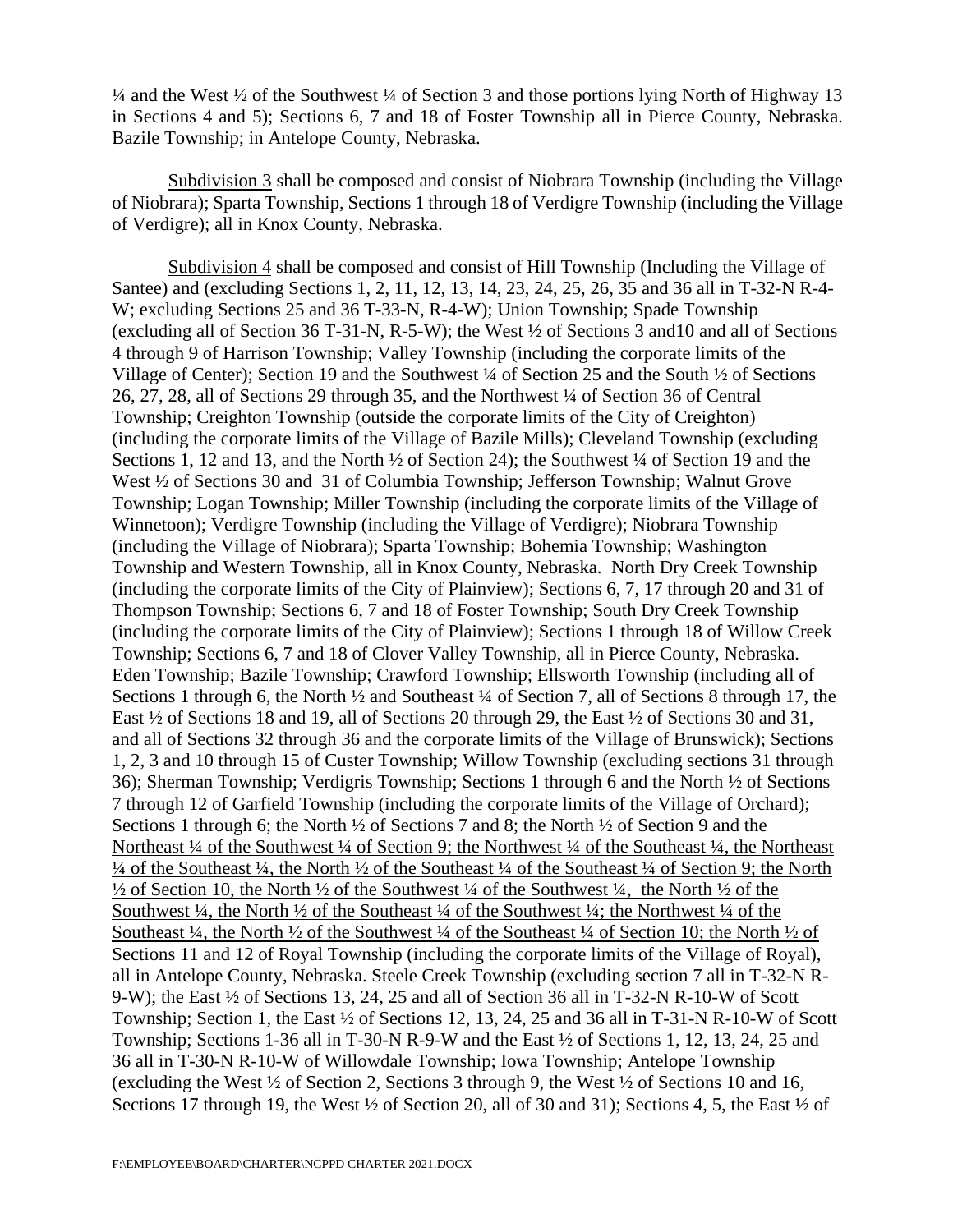¼ and the West ½ of the Southwest ¼ of Section 3 and those portions lying North of Highway 13 in Sections 4 and 5); Sections 6, 7 and 18 of Foster Township all in Pierce County, Nebraska. Bazile Township; in Antelope County, Nebraska.

<u>Subdivision 3</u> shall be composed and consist of Niobrara Township (including the Village of Niobrara); Sparta Township, Sections 1 through 18 of Verdigre Township (including the Village of Verdigre); all in Knox County, Nebraska.

<u>Subdivision 4</u> shall be composed and consist of Hill Township (Including the Village of Santee) and (excluding Sections 1, 2, 11, 12, 13, 14, 23, 24, 25, 26, 35 and 36 all in T-32-N R-4-W; excluding Sections 25 and 36 T-33-N, R-4-W); Union Township; Spade Township (excluding all of Section 36 T-31-N, R-5-W); the West ½ of Sections 3 and10 and all of Sections 4 through 9 of Harrison Township; Valley Township (including the corporate limits of the Village of Center); Section 19 and the Southwest ¼ of Section 25 and the South ½ of Sections 26, 27, 28, all of Sections 29 through 35, and the Northwest ¼ of Section 36 of Central Township; Creighton Township (outside the corporate limits of the City of Creighton) (including the corporate limits of the Village of Bazile Mills); Cleveland Township (excluding Sections 1, 12 and 13, and the North ½ of Section 24); the Southwest ¼ of Section 19 and the West ½ of Sections 30 and 31 of Columbia Township; Jefferson Township; Walnut Grove Township; Logan Township; Miller Township (including the corporate limits of the Village of Winnetoon); Verdigre Township (including the Village of Verdigre); Niobrara Township (including the Village of Niobrara); Sparta Township; Bohemia Township; Washington Township and Western Township, all in Knox County, Nebraska. North Dry Creek Township (including the corporate limits of the City of Plainview); Sections 6, 7, 17 through 20 and 31 of Thompson Township; Sections 6, 7 and 18 of Foster Township; South Dry Creek Township (including the corporate limits of the City of Plainview); Sections 1 through 18 of Willow Creek Township; Sections 6, 7 and 18 of Clover Valley Township, all in Pierce County, Nebraska. Eden Township; Bazile Township; Crawford Township; Ellsworth Township (including all of Sections 1 through 6, the North ½ and Southeast ¼ of Section 7, all of Sections 8 through 17, the East ½ of Sections 18 and 19, all of Sections 20 through 29, the East ½ of Sections 30 and 31, and all of Sections 32 through 36 and the corporate limits of the Village of Brunswick); Sections 1, 2, 3 and 10 through 15 of Custer Township; Willow Township (excluding sections 31 through 36); Sherman Township; Verdigris Township; Sections 1 through 6 and the North ½ of Sections 7 through 12 of Garfield Township (including the corporate limits of the Village of Orchard); Sections 1 through <u>6; the North ½ of Sections 7 and 8; the North ½ of Section 9 and the Northeast ¼ of the Southwest ¼ of Section 9; the Northwest ¼ of the Southeast ¼, the Northeast ¼ of the Southeast ¼, the North ½ of the Southeast ¼ of the Southeast ¼ of Section 9; the North ½ of Section 10, the North ½ of the Southwest ¼ of the Southwest ¼, the North ½ of the Southwest ¼, the North ½ of the Southeast ¼ of the Southwest ¼; the Northwest ¼ of the Southeast ¼, the North ½ of the Southwest ¼ of the Southeast ¼ of Section 10; the North ½ of Sections 11 and</u> 12 of Royal Township (including the corporate limits of the Village of Royal), all in Antelope County, Nebraska. Steele Creek Township (excluding section 7 all in T-32-N R-9-W); the East ½ of Sections 13, 24, 25 and all of Section 36 all in T-32-N R-10-W of Scott Township; Section 1, the East ½ of Sections 12, 13, 24, 25 and 36 all in T-31-N R-10-W of Scott Township; Sections 1-36 all in T-30-N R-9-W and the East ½ of Sections 1, 12, 13, 24, 25 and 36 all in T-30-N R-10-W of Willowdale Township; Iowa Township; Antelope Township (excluding the West ½ of Section 2, Sections 3 through 9, the West ½ of Sections 10 and 16, Sections 17 through 19, the West ½ of Section 20, all of 30 and 31); Sections 4, 5, the East ½ of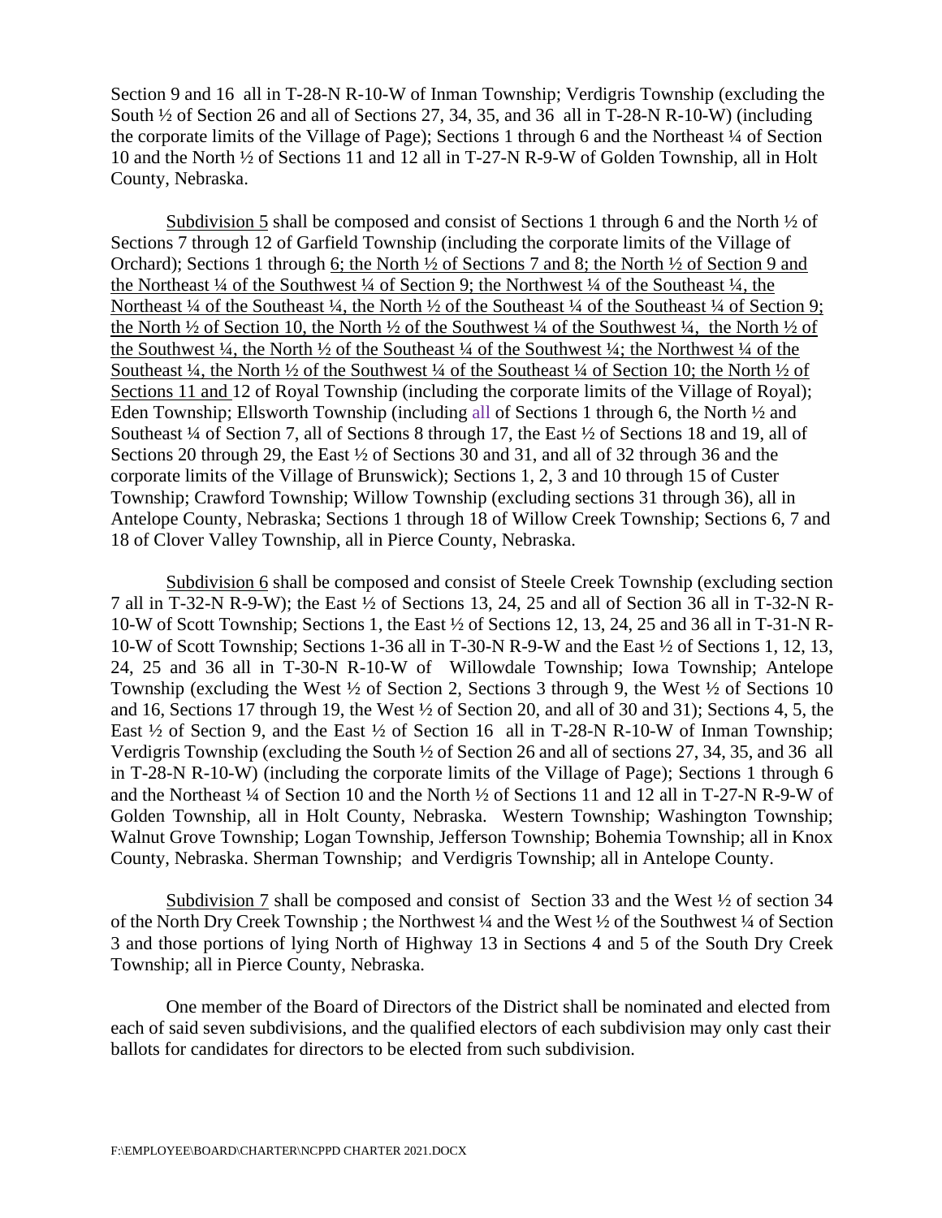Section 9 and 16 all in T-28-N R-10-W of Inman Township; Verdigris Township (excluding the South ½ of Section 26 and all of Sections 27, 34, 35, and 36 all in T-28-N R-10-W) (including the corporate limits of the Village of Page); Sections 1 through 6 and the Northeast ¼ of Section 10 and the North ½ of Sections 11 and 12 all in T-27-N R-9-W of Golden Township, all in Holt County, Nebraska.

Subdivision 5 shall be composed and consist of Sections 1 through 6 and the North ½ of Sections 7 through 12 of Garfield Township (including the corporate limits of the Village of Orchard); Sections 1 through 6; the North ½ of Sections 7 and 8; the North ½ of Section 9 and the Northeast ¼ of the Southwest ¼ of Section 9; the Northwest ¼ of the Southeast ¼, the Northeast ¼ of the Southeast ¼, the North ½ of the Southeast ¼ of the Southeast ¼ of Section 9; the North ½ of Section 10, the North ½ of the Southwest ¼ of the Southwest ¼, the North ½ of the Southwest ¼, the North ½ of the Southeast ¼ of the Southwest ¼; the Northwest ¼ of the Southeast ¼, the North ½ of the Southwest ¼ of the Southeast ¼ of Section 10; the North ½ of Sections 11 and 12 of Royal Township (including the corporate limits of the Village of Royal); Eden Township; Ellsworth Township (including all of Sections 1 through 6, the North ½ and Southeast ¼ of Section 7, all of Sections 8 through 17, the East ½ of Sections 18 and 19, all of Sections 20 through 29, the East ½ of Sections 30 and 31, and all of 32 through 36 and the corporate limits of the Village of Brunswick); Sections 1, 2, 3 and 10 through 15 of Custer Township; Crawford Township; Willow Township (excluding sections 31 through 36), all in Antelope County, Nebraska; Sections 1 through 18 of Willow Creek Township; Sections 6, 7 and 18 of Clover Valley Township, all in Pierce County, Nebraska.

Subdivision 6 shall be composed and consist of Steele Creek Township (excluding section 7 all in T-32-N R-9-W); the East ½ of Sections 13, 24, 25 and all of Section 36 all in T-32-N R-10-W of Scott Township; Sections 1, the East ½ of Sections 12, 13, 24, 25 and 36 all in T-31-N R-10-W of Scott Township; Sections 1-36 all in T-30-N R-9-W and the East ½ of Sections 1, 12, 13, 24, 25 and 36 all in T-30-N R-10-W of Willowdale Township; Iowa Township; Antelope Township (excluding the West ½ of Section 2, Sections 3 through 9, the West ½ of Sections 10 and 16, Sections 17 through 19, the West ½ of Section 20, and all of 30 and 31); Sections 4, 5, the East ½ of Section 9, and the East ½ of Section 16 all in T-28-N R-10-W of Inman Township; Verdigris Township (excluding the South ½ of Section 26 and all of sections 27, 34, 35, and 36 all in T-28-N R-10-W) (including the corporate limits of the Village of Page); Sections 1 through 6 and the Northeast ¼ of Section 10 and the North ½ of Sections 11 and 12 all in T-27-N R-9-W of Golden Township, all in Holt County, Nebraska. Western Township; Washington Township; Walnut Grove Township; Logan Township, Jefferson Township; Bohemia Township; all in Knox County, Nebraska. Sherman Township; and Verdigris Township; all in Antelope County.

Subdivision 7 shall be composed and consist of Section 33 and the West ½ of section 34 of the North Dry Creek Township ; the Northwest ¼ and the West ½ of the Southwest ¼ of Section 3 and those portions of lying North of Highway 13 in Sections 4 and 5 of the South Dry Creek Township; all in Pierce County, Nebraska.

One member of the Board of Directors of the District shall be nominated and elected from each of said seven subdivisions, and the qualified electors of each subdivision may only cast their ballots for candidates for directors to be elected from such subdivision.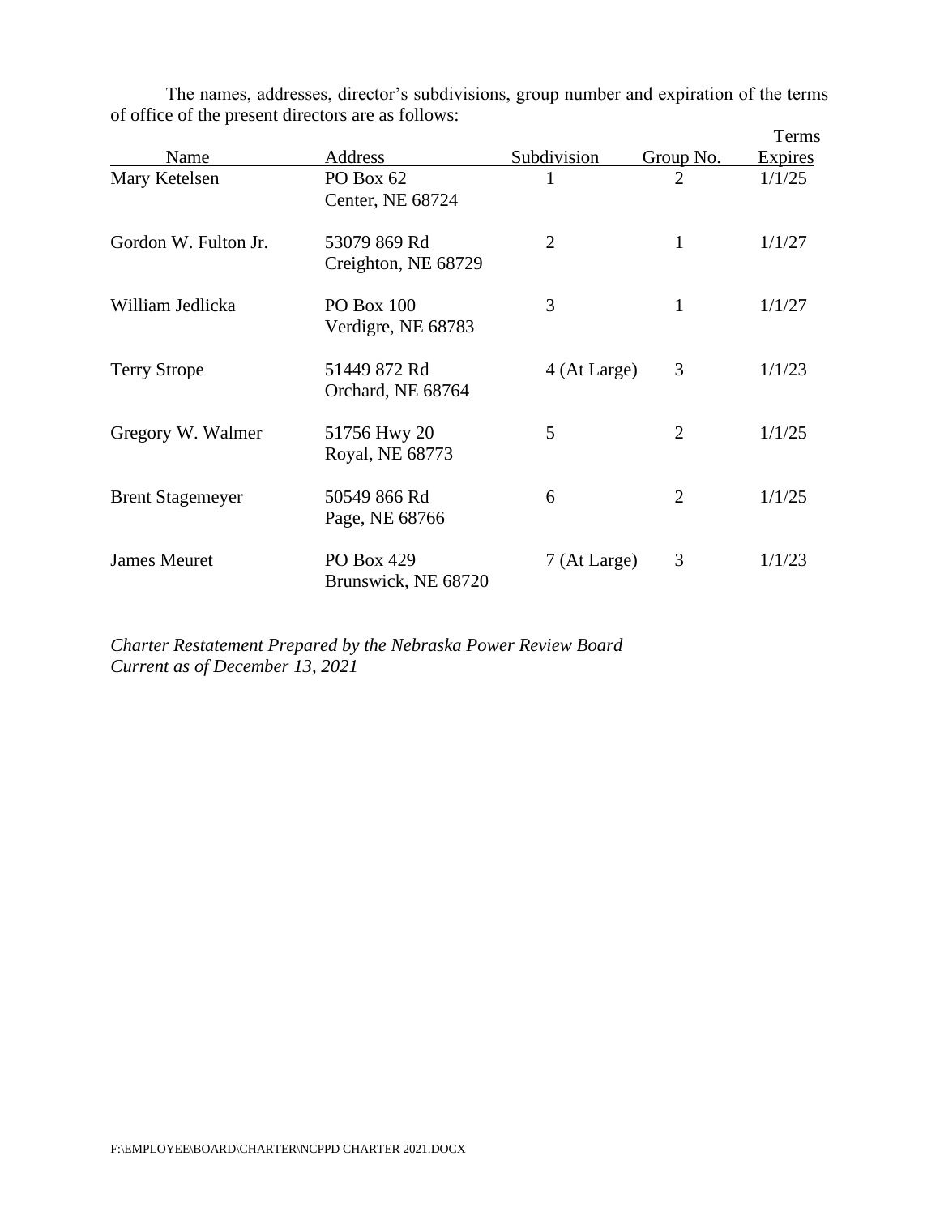The names, addresses, director's subdivisions, group number and expiration of the terms of office of the present directors are as follows:

| Name | Address | Subdivision | Group No. | Terms Expires |
|---|---|---|---|---|
| Mary Ketelsen | PO Box 62<br>Center, NE 68724 | 1 | 2 | 1/1/25 |
| Gordon W. Fulton Jr. | 53079 869 Rd<br>Creighton, NE 68729 | 2 | 1 | 1/1/27 |
| William Jedlicka | PO Box 100<br>Verdigre, NE 68783 | 3 | 1 | 1/1/27 |
| Terry Strope | 51449 872 Rd<br>Orchard, NE 68764 | 4 (At Large) | 3 | 1/1/23 |
| Gregory W. Walmer | 51756 Hwy 20<br>Royal, NE 68773 | 5 | 2 | 1/1/25 |
| Brent Stagemeyer | 50549 866 Rd<br>Page, NE 68766 | 6 | 2 | 1/1/25 |
| James Meuret | PO Box 429<br>Brunswick, NE 68720 | 7 (At Large) | 3 | 1/1/23 |

*Charter Restatement Prepared by the Nebraska Power Review Board*
*Current as of December 13, 2021*

F:\EMPLOYEE\BOARD\CHARTER\NCPPD CHARTER 2021.DOCX